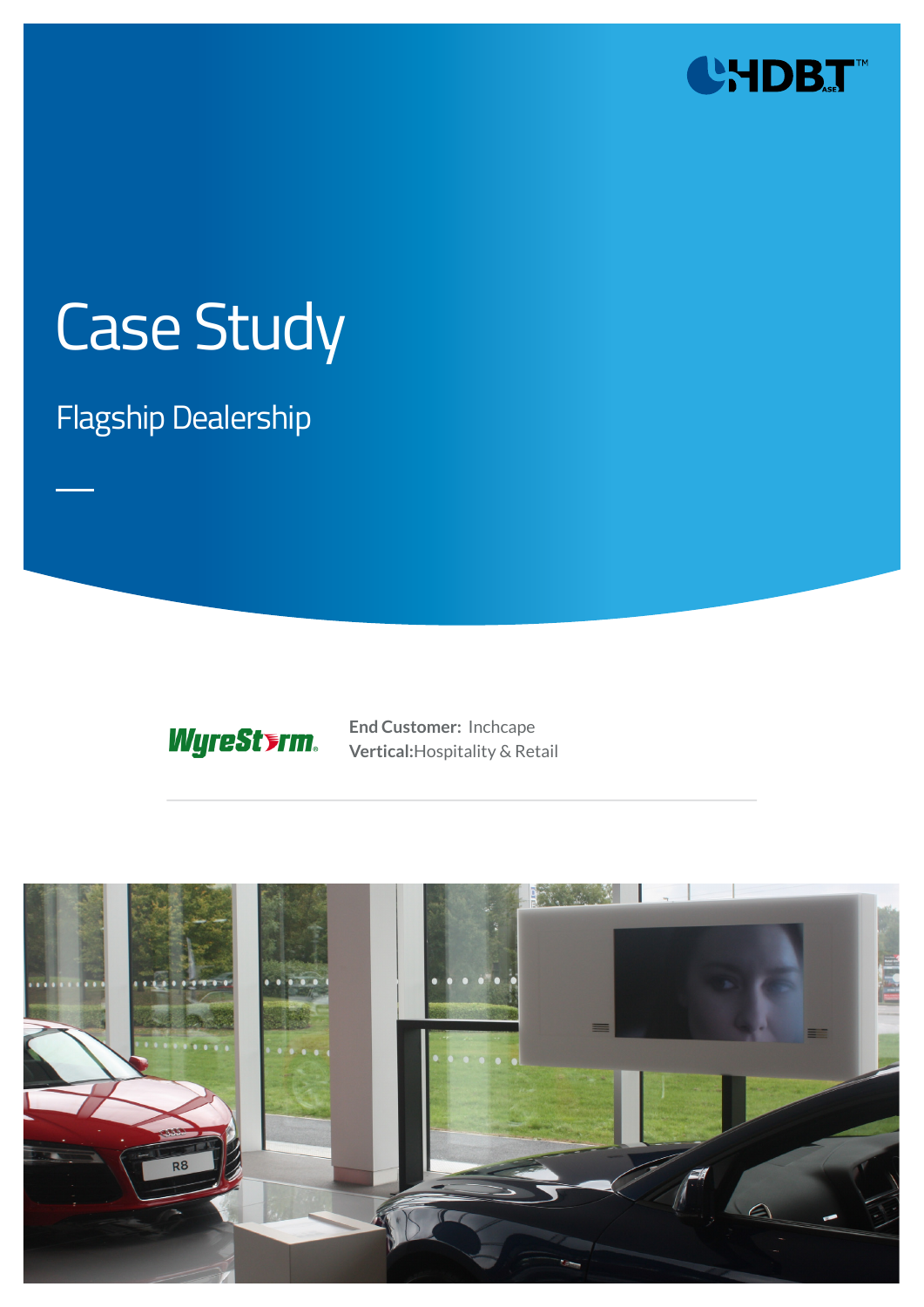# Case Study

## Flagship Dealership

**End Customer:** Inchcape
**Vertical:**Hospitality & Retail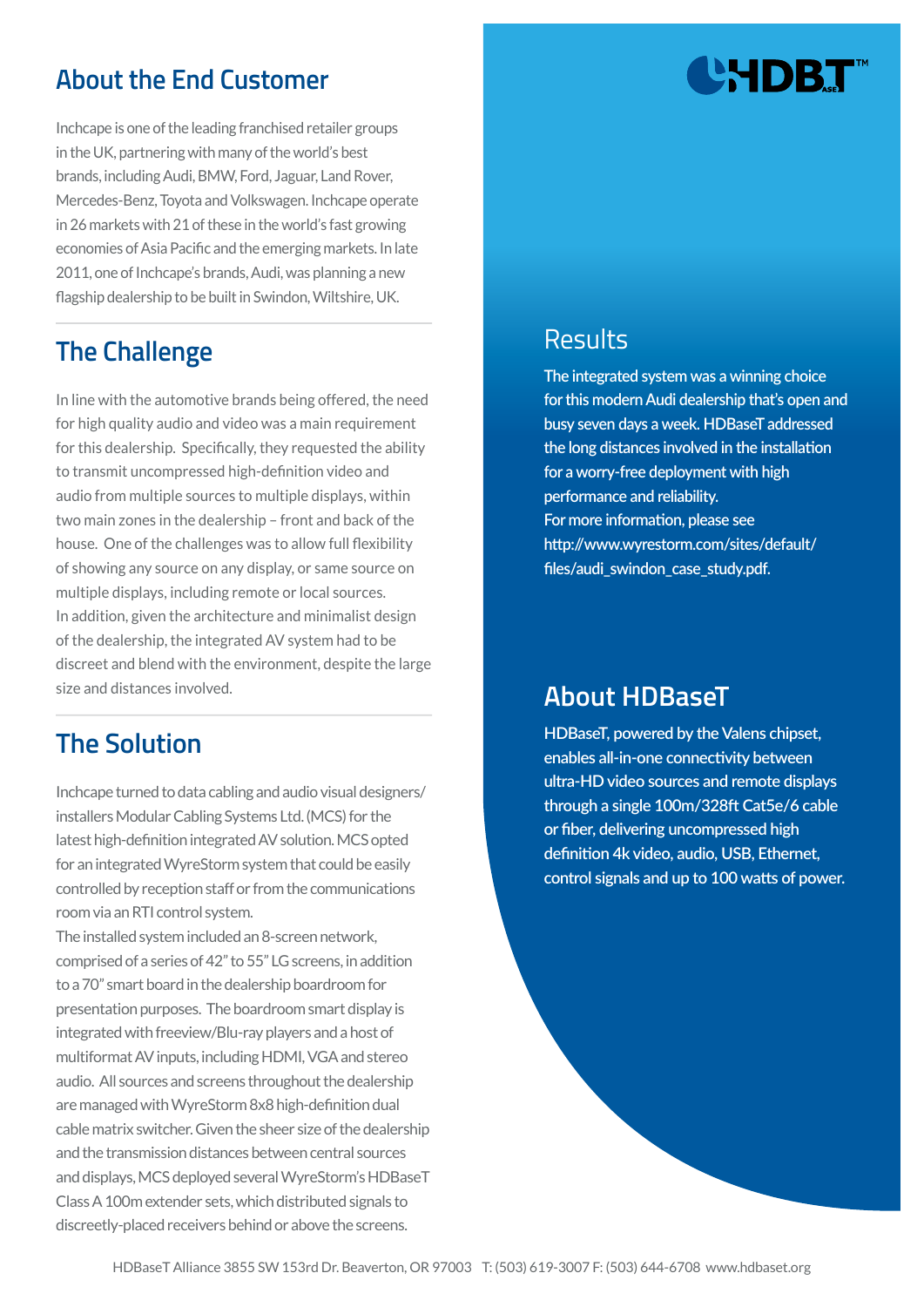## About the End Customer

Inchcape is one of the leading franchised retailer groups in the UK, partnering with many of the world's best brands, including Audi, BMW, Ford, Jaguar, Land Rover, Mercedes-Benz, Toyota and Volkswagen. Inchcape operate in 26 markets with 21 of these in the world's fast growing economies of Asia Pacific and the emerging markets. In late 2011, one of Inchcape's brands, Audi, was planning a new flagship dealership to be built in Swindon, Wiltshire, UK.

## The Challenge

In line with the automotive brands being offered, the need for high quality audio and video was a main requirement for this dealership. Specifically, they requested the ability to transmit uncompressed high-definition video and audio from multiple sources to multiple displays, within two main zones in the dealership – front and back of the house. One of the challenges was to allow full flexibility of showing any source on any display, or same source on multiple displays, including remote or local sources.
In addition, given the architecture and minimalist design of the dealership, the integrated AV system had to be discreet and blend with the environment, despite the large size and distances involved.

## The Solution

Inchcape turned to data cabling and audio visual designers/installers Modular Cabling Systems Ltd. (MCS) for the latest high-definition integrated AV solution. MCS opted for an integrated WyreStorm system that could be easily controlled by reception staff or from the communications room via an RTI control system.
The installed system included an 8-screen network, comprised of a series of 42" to 55" LG screens, in addition to a 70" smart board in the dealership boardroom for presentation purposes. The boardroom smart display is integrated with freeview/Blu-ray players and a host of multiformat AV inputs, including HDMI, VGA and stereo audio. All sources and screens throughout the dealership are managed with WyreStorm 8x8 high-definition dual cable matrix switcher. Given the sheer size of the dealership and the transmission distances between central sources and displays, MCS deployed several WyreStorm's HDBaseT Class A 100m extender sets, which distributed signals to discreetly-placed receivers behind or above the screens.

HDBaseT™

## Results

The integrated system was a winning choice for this modern Audi dealership that's open and busy seven days a week. HDBaseT addressed the long distances involved in the installation for a worry-free deployment with high performance and reliability.
For more information, please see http://www.wyrestorm.com/sites/default/files/audi_swindon_case_study.pdf.

## About HDBaseT

HDBaseT, powered by the Valens chipset, enables all-in-one connectivity between ultra-HD video sources and remote displays through a single 100m/328ft Cat5e/6 cable or fiber, delivering uncompressed high definition 4k video, audio, USB, Ethernet, control signals and up to 100 watts of power.

HDBaseT Alliance 3855 SW 153rd Dr. Beaverton, OR 97003 T: (503) 619-3007 F: (503) 644-6708 www.hdbaset.org